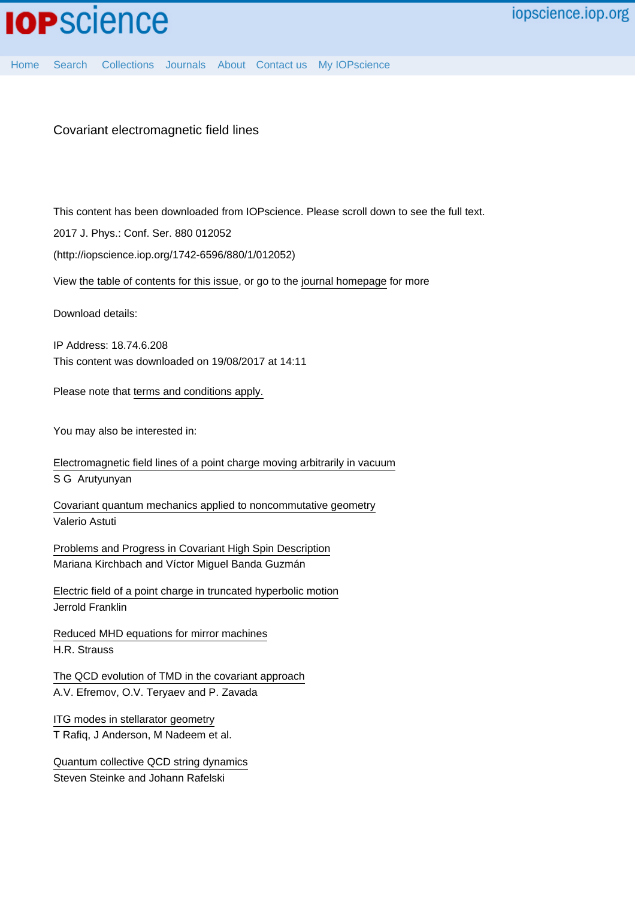# Covariant electromagnetic field lines

This content has been downloaded from IOPscience. Please scroll down to see the full text.

2017 J. Phys.: Conf. Ser. 880 012052

(http://iopscience.iop.org/1742-6596/880/1/012052)

View the table of contents for this issue, or go to the journal homepage for more

Download details:

IP Address: 18.74.6.208

This content was downloaded on 19/08/2017 at 14:11

Please note that terms and conditions apply.

You may also be interested in:

Electromagnetic field lines of a point charge moving arbitrarily in vacuum
S G Arutyunyan

Covariant quantum mechanics applied to noncommutative geometry
Valerio Astuti

Problems and Progress in Covariant High Spin Description
Mariana Kirchbach and Víctor Miguel Banda Guzmán

Electric field of a point charge in truncated hyperbolic motion
Jerrold Franklin

Reduced MHD equations for mirror machines
H.R. Strauss

The QCD evolution of TMD in the covariant approach
A.V. Efremov, O.V. Teryaev and P. Zavada

ITG modes in stellarator geometry
T Rafiq, J Anderson, M Nadeem et al.

Quantum collective QCD string dynamics
Steven Steinke and Johann Rafelski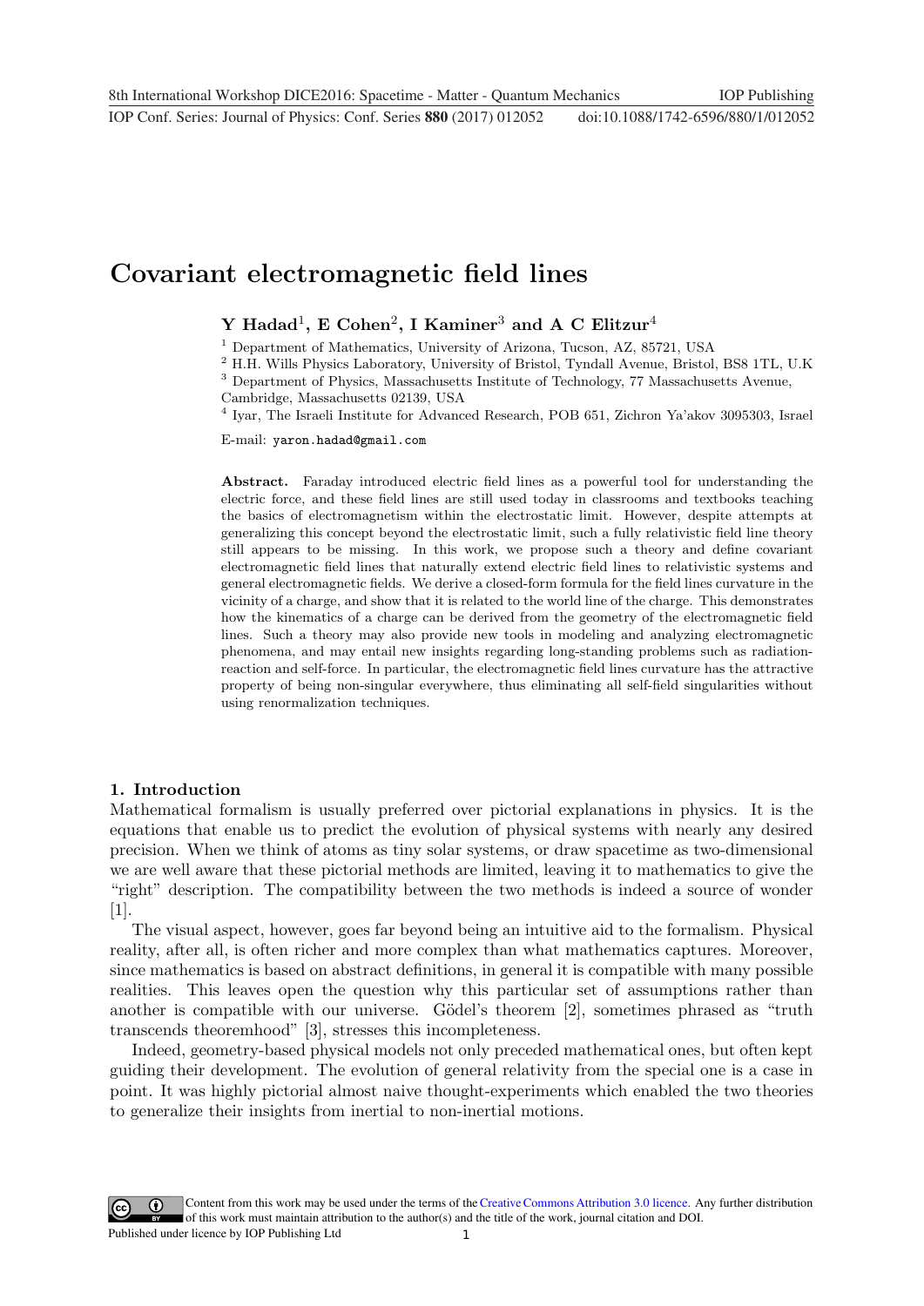# Covariant electromagnetic field lines

**Y Hadad**[1], **E Cohen**[2], **I Kaminer**[3] **and A C Elitzur**[4]

[1] Department of Mathematics, University of Arizona, Tucson, AZ, 85721, USA

[2] H.H. Wills Physics Laboratory, University of Bristol, Tyndall Avenue, Bristol, BS8 1TL, U.K

[3] Department of Physics, Massachusetts Institute of Technology, 77 Massachusetts Avenue, Cambridge, Massachusetts 02139, USA

[4] Iyar, The Israeli Institute for Advanced Research, POB 651, Zichron Ya'akov 3095303, Israel

E-mail: yaron.hadad@gmail.com

**Abstract.** Faraday introduced electric field lines as a powerful tool for understanding the electric force, and these field lines are still used today in classrooms and textbooks teaching the basics of electromagnetism within the electrostatic limit. However, despite attempts at generalizing this concept beyond the electrostatic limit, such a fully relativistic field line theory still appears to be missing. In this work, we propose such a theory and define covariant electromagnetic field lines that naturally extend electric field lines to relativistic systems and general electromagnetic fields. We derive a closed-form formula for the field lines curvature in the vicinity of a charge, and show that it is related to the world line of the charge. This demonstrates how the kinematics of a charge can be derived from the geometry of the electromagnetic field lines. Such a theory may also provide new tools in modeling and analyzing electromagnetic phenomena, and may entail new insights regarding long-standing problems such as radiation-reaction and self-force. In particular, the electromagnetic field lines curvature has the attractive property of being non-singular everywhere, thus eliminating all self-field singularities without using renormalization techniques.

## 1. Introduction

Mathematical formalism is usually preferred over pictorial explanations in physics. It is the equations that enable us to predict the evolution of physical systems with nearly any desired precision. When we think of atoms as tiny solar systems, or draw spacetime as two-dimensional we are well aware that these pictorial methods are limited, leaving it to mathematics to give the "right" description. The compatibility between the two methods is indeed a source of wonder [1].

The visual aspect, however, goes far beyond being an intuitive aid to the formalism. Physical reality, after all, is often richer and more complex than what mathematics captures. Moreover, since mathematics is based on abstract definitions, in general it is compatible with many possible realities. This leaves open the question why this particular set of assumptions rather than another is compatible with our universe. Gödel's theorem [2], sometimes phrased as "truth transcends theoremhood" [3], stresses this incompleteness.

Indeed, geometry-based physical models not only preceded mathematical ones, but often kept guiding their development. The evolution of general relativity from the special one is a case in point. It was highly pictorial almost naive thought-experiments which enabled the two theories to generalize their insights from inertial to non-inertial motions.

Content from this work may be used under the terms of the Creative Commons Attribution 3.0 licence. Any further distribution of this work must maintain attribution to the author(s) and the title of the work, journal citation and DOI.
Published under licence by IOP Publishing Ltd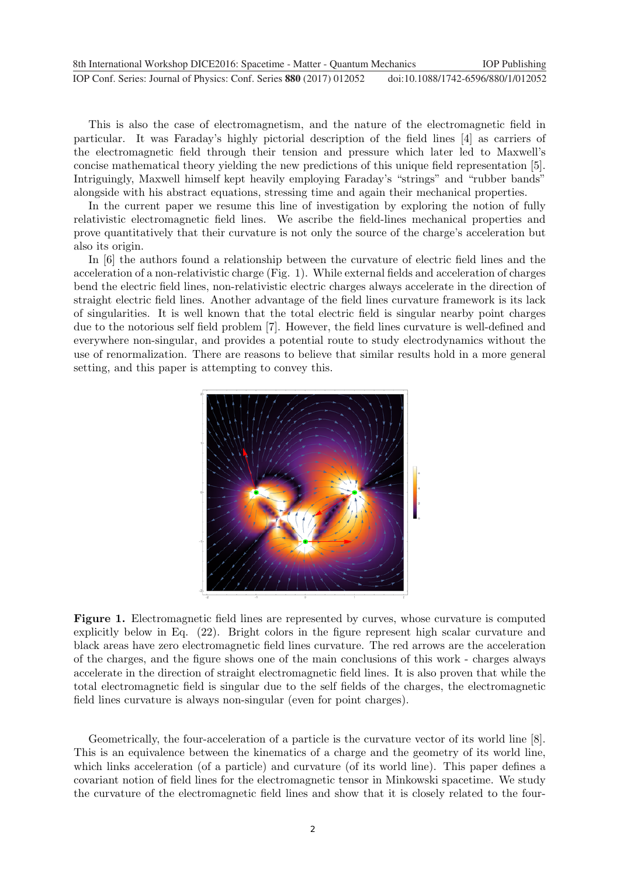This is also the case of electromagnetism, and the nature of the electromagnetic field in particular. It was Faraday's highly pictorial description of the field lines [4] as carriers of the electromagnetic field through their tension and pressure which later led to Maxwell's concise mathematical theory yielding the new predictions of this unique field representation [5]. Intriguingly, Maxwell himself kept heavily employing Faraday's "strings" and "rubber bands" alongside with his abstract equations, stressing time and again their mechanical properties.

In the current paper we resume this line of investigation by exploring the notion of fully relativistic electromagnetic field lines. We ascribe the field-lines mechanical properties and prove quantitatively that their curvature is not only the source of the charge's acceleration but also its origin.

In [6] the authors found a relationship between the curvature of electric field lines and the acceleration of a non-relativistic charge (Fig. 1). While external fields and acceleration of charges bend the electric field lines, non-relativistic electric charges always accelerate in the direction of straight electric field lines. Another advantage of the field lines curvature framework is its lack of singularities. It is well known that the total electric field is singular nearby point charges due to the notorious self field problem [7]. However, the field lines curvature is well-defined and everywhere non-singular, and provides a potential route to study electrodynamics without the use of renormalization. There are reasons to believe that similar results hold in a more general setting, and this paper is attempting to convey this.

**Figure 1.** Electromagnetic field lines are represented by curves, whose curvature is computed explicitly below in Eq. (22). Bright colors in the figure represent high scalar curvature and black areas have zero electromagnetic field lines curvature. The red arrows are the acceleration of the charges, and the figure shows one of the main conclusions of this work - charges always accelerate in the direction of straight electromagnetic field lines. It is also proven that while the total electromagnetic field is singular due to the self fields of the charges, the electromagnetic field lines curvature is always non-singular (even for point charges).

Geometrically, the four-acceleration of a particle is the curvature vector of its world line [8]. This is an equivalence between the kinematics of a charge and the geometry of its world line, which links acceleration (of a particle) and curvature (of its world line). This paper defines a covariant notion of field lines for the electromagnetic tensor in Minkowski spacetime. We study the curvature of the electromagnetic field lines and show that it is closely related to the four-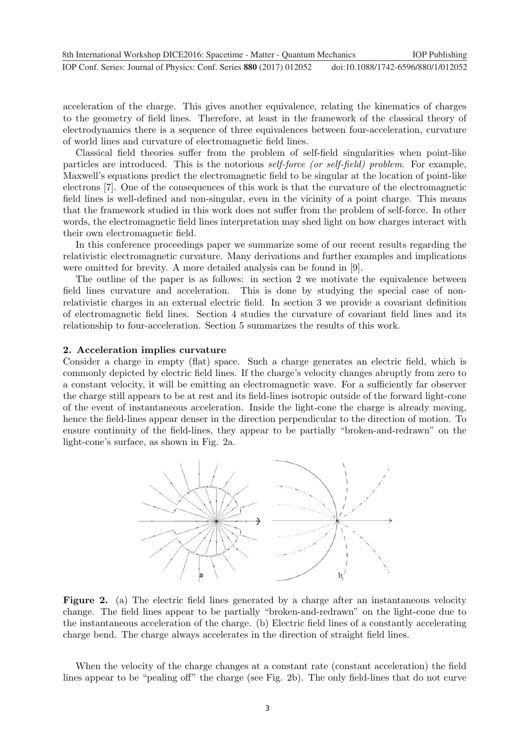acceleration of the charge. This gives another equivalence, relating the kinematics of charges to the geometry of field lines. Therefore, at least in the framework of the classical theory of electrodynamics there is a sequence of three equivalences between four-acceleration, curvature of world lines and curvature of electromagnetic field lines.

Classical field theories suffer from the problem of self-field singularities when point-like particles are introduced. This is the notorious *self-force (or self-field) problem*. For example, Maxwell's equations predict the electromagnetic field to be singular at the location of point-like electrons [7]. One of the consequences of this work is that the curvature of the electromagnetic field lines is well-defined and non-singular, even in the vicinity of a point charge. This means that the framework studied in this work does not suffer from the problem of self-force. In other words, the electromagnetic field lines interpretation may shed light on how charges interact with their own electromagnetic field.

In this conference proceedings paper we summarize some of our recent results regarding the relativistic electromagnetic curvature. Many derivations and further examples and implications were omitted for brevity. A more detailed analysis can be found in [9].

The outline of the paper is as follows: in section 2 we motivate the equivalence between field lines curvature and acceleration. This is done by studying the special case of non-relativistic charges in an external electric field. In section 3 we provide a covariant definition of electromagnetic field lines. Section 4 studies the curvature of covariant field lines and its relationship to four-acceleration. Section 5 summarizes the results of this work.

## 2. Acceleration implies curvature

Consider a charge in empty (flat) space. Such a charge generates an electric field, which is commonly depicted by electric field lines. If the charge's velocity changes abruptly from zero to a constant velocity, it will be emitting an electromagnetic wave. For a sufficiently far observer the charge still appears to be at rest and its field-lines isotropic outside of the forward light-cone of the event of instantaneous acceleration. Inside the light-cone the charge is already moving, hence the field-lines appear denser in the direction perpendicular to the direction of motion. To ensure continuity of the field-lines, they appear to be partially "broken-and-redrawn" on the light-cone's surface, as shown in Fig. 2a.

**Figure 2.** (a) The electric field lines generated by a charge after an instantaneous velocity change. The field lines appear to be partially "broken-and-redrawn" on the light-cone due to the instantaneous acceleration of the charge. (b) Electric field lines of a constantly accelerating charge bend. The charge always accelerates in the direction of straight field lines.

When the velocity of the charge changes at a constant rate (constant acceleration) the field lines appear to be "pealing off" the charge (see Fig. 2b). The only field-lines that do not curve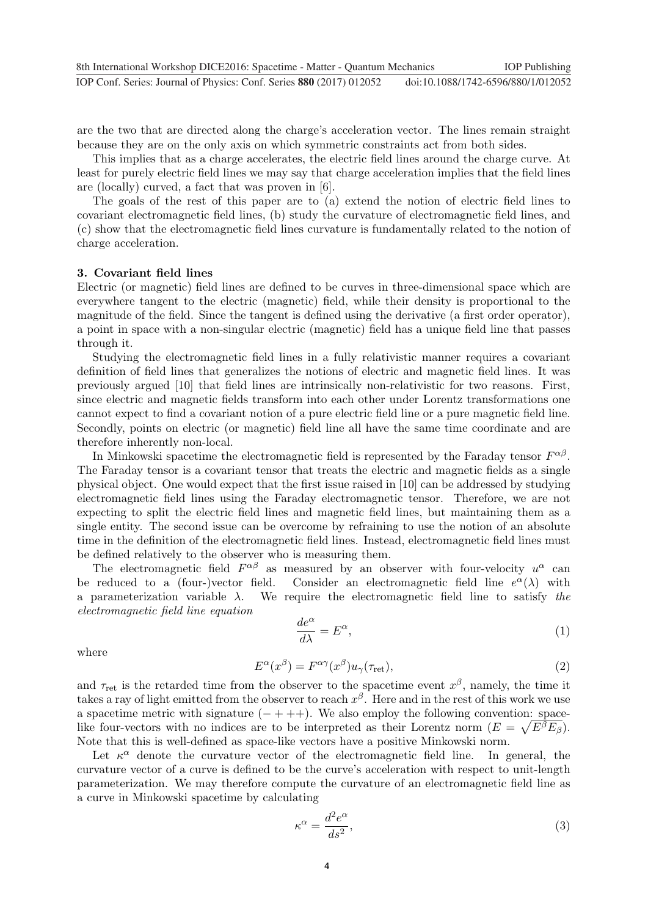are the two that are directed along the charge's acceleration vector. The lines remain straight because they are on the only axis on which symmetric constraints act from both sides.

This implies that as a charge accelerates, the electric field lines around the charge curve. At least for purely electric field lines we may say that charge acceleration implies that the field lines are (locally) curved, a fact that was proven in [6].

The goals of the rest of this paper are to (a) extend the notion of electric field lines to covariant electromagnetic field lines, (b) study the curvature of electromagnetic field lines, and (c) show that the electromagnetic field lines curvature is fundamentally related to the notion of charge acceleration.

### 3. Covariant field lines

Electric (or magnetic) field lines are defined to be curves in three-dimensional space which are everywhere tangent to the electric (magnetic) field, while their density is proportional to the magnitude of the field. Since the tangent is defined using the derivative (a first order operator), a point in space with a non-singular electric (magnetic) field has a unique field line that passes through it.

Studying the electromagnetic field lines in a fully relativistic manner requires a covariant definition of field lines that generalizes the notions of electric and magnetic field lines. It was previously argued [10] that field lines are intrinsically non-relativistic for two reasons. First, since electric and magnetic fields transform into each other under Lorentz transformations one cannot expect to find a covariant notion of a pure electric field line or a pure magnetic field line. Secondly, points on electric (or magnetic) field line all have the same time coordinate and are therefore inherently non-local.

In Minkowski spacetime the electromagnetic field is represented by the Faraday tensor $F^{\alpha\beta}$. The Faraday tensor is a covariant tensor that treats the electric and magnetic fields as a single physical object. One would expect that the first issue raised in [10] can be addressed by studying electromagnetic field lines using the Faraday electromagnetic tensor. Therefore, we are not expecting to split the electric field lines and magnetic field lines, but maintaining them as a single entity. The second issue can be overcome by refraining to use the notion of an absolute time in the definition of the electromagnetic field lines. Instead, electromagnetic field lines must be defined relatively to the observer who is measuring them.

The electromagnetic field $F^{\alpha\beta}$ as measured by an observer with four-velocity $u^{\alpha}$ can be reduced to a (four-)vector field. Consider an electromagnetic field line $e^{\alpha}(\lambda)$ with a parameterization variable $\lambda$. We require the electromagnetic field line to satisfy *the electromagnetic field line equation*

$$\frac{de^{\alpha}}{d\lambda} = E^{\alpha}, \tag{1}$$

where

$$E^{\alpha}(x^{\beta}) = F^{\alpha\gamma}(x^{\beta})u_{\gamma}(\tau_{\text{ret}}), \tag{2}$$

and $\tau_{\text{ret}}$ is the retarded time from the observer to the spacetime event $x^{\beta}$, namely, the time it takes a ray of light emitted from the observer to reach $x^{\beta}$. Here and in the rest of this work we use a spacetime metric with signature $(-+++)$. We also employ the following convention: space-like four-vectors with no indices are to be interpreted as their Lorentz norm ($E = \sqrt{E^{\beta}E_{\beta}}$). Note that this is well-defined as space-like vectors have a positive Minkowski norm.

Let $\kappa^{\alpha}$ denote the curvature vector of the electromagnetic field line. In general, the curvature vector of a curve is defined to be the curve's acceleration with respect to unit-length parameterization. We may therefore compute the curvature of an electromagnetic field line as a curve in Minkowski spacetime by calculating

$$\kappa^{\alpha} = \frac{d^2e^{\alpha}}{ds^2}, \tag{3}$$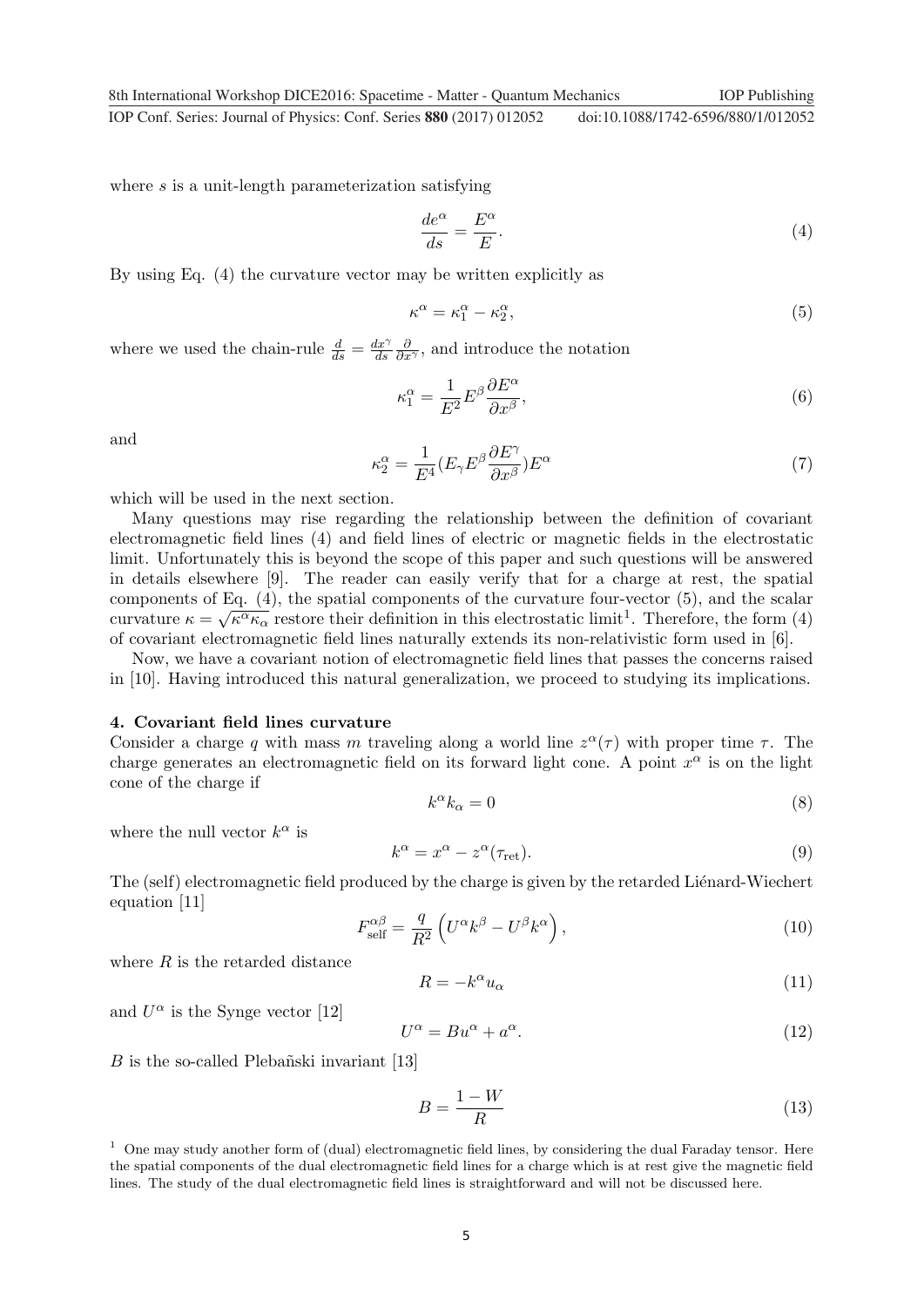where $s$ is a unit-length parameterization satisfying

$$\frac{de^\alpha}{ds} = \frac{E^\alpha}{E}. \tag{4}$$

By using Eq. (4) the curvature vector may be written explicitly as

$$\kappa^\alpha = \kappa_1^\alpha - \kappa_2^\alpha, \tag{5}$$

where we used the chain-rule $\frac{d}{ds} = \frac{dx^\gamma}{ds}\frac{\partial}{\partial x^\gamma}$, and introduce the notation

$$\kappa_1^\alpha = \frac{1}{E^2} E^\beta \frac{\partial E^\alpha}{\partial x^\beta}, \tag{6}$$

and

$$\kappa_2^\alpha = \frac{1}{E^4}(E_\gamma E^\beta \frac{\partial E^\gamma}{\partial x^\beta})E^\alpha \tag{7}$$

which will be used in the next section.

Many questions may rise regarding the relationship between the definition of covariant electromagnetic field lines (4) and field lines of electric or magnetic fields in the electrostatic limit. Unfortunately this is beyond the scope of this paper and such questions will be answered in details elsewhere [9]. The reader can easily verify that for a charge at rest, the spatial components of Eq. (4), the spatial components of the curvature four-vector (5), and the scalar curvature $\kappa = \sqrt{\kappa^\alpha \kappa_\alpha}$ restore their definition in this electrostatic limit[1]. Therefore, the form (4) of covariant electromagnetic field lines naturally extends its non-relativistic form used in [6].

Now, we have a covariant notion of electromagnetic field lines that passes the concerns raised in [10]. Having introduced this natural generalization, we proceed to studying its implications.

## 4. Covariant field lines curvature

Consider a charge $q$ with mass $m$ traveling along a world line $z^\alpha(\tau)$ with proper time $\tau$. The charge generates an electromagnetic field on its forward light cone. A point $x^\alpha$ is on the light cone of the charge if

$$k^\alpha k_\alpha = 0 \tag{8}$$

where the null vector $k^\alpha$ is

$$k^\alpha = x^\alpha - z^\alpha(\tau_{\text{ret}}). \tag{9}$$

The (self) electromagnetic field produced by the charge is given by the retarded Liénard-Wiechert equation [11]

$$F_{\text{self}}^{\alpha\beta} = \frac{q}{R^2}\left(U^\alpha k^\beta - U^\beta k^\alpha\right), \tag{10}$$

where $R$ is the retarded distance

$$R = -k^\alpha u_\alpha \tag{11}$$

and $U^\alpha$ is the Synge vector [12]

$$U^\alpha = B u^\alpha + a^\alpha. \tag{12}$$

$B$ is the so-called Plebañski invariant [13]

$$B = \frac{1 - W}{R} \tag{13}$$

[1] One may study another form of (dual) electromagnetic field lines, by considering the dual Faraday tensor. Here the spatial components of the dual electromagnetic field lines for a charge which is at rest give the magnetic field lines. The study of the dual electromagnetic field lines is straightforward and will not be discussed here.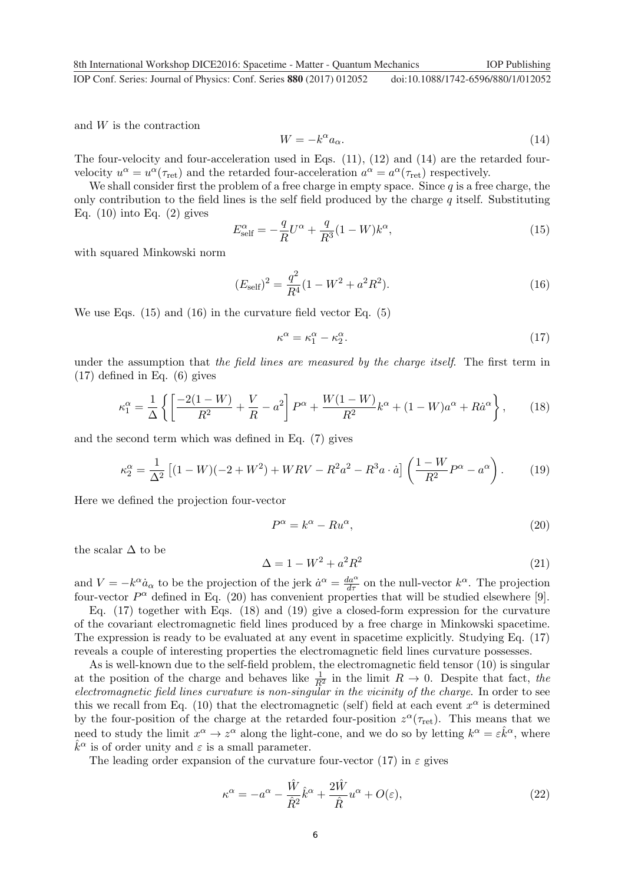and $W$ is the contraction

$$W = -k^{\alpha}a_{\alpha}. \tag{14}$$

The four-velocity and four-acceleration used in Eqs. (11), (12) and (14) are the retarded four-velocity $u^{\alpha} = u^{\alpha}(\tau_{\text{ret}})$ and the retarded four-acceleration $a^{\alpha} = a^{\alpha}(\tau_{\text{ret}})$ respectively.

We shall consider first the problem of a free charge in empty space. Since $q$ is a free charge, the only contribution to the field lines is the self field produced by the charge $q$ itself. Substituting Eq. (10) into Eq. (2) gives

$$E^{\alpha}_{\text{self}} = -\frac{q}{R}U^{\alpha} + \frac{q}{R^3}(1-W)k^{\alpha}, \tag{15}$$

with squared Minkowski norm

$$(E_{\text{self}})^2 = \frac{q^2}{R^4}(1 - W^2 + a^2R^2). \tag{16}$$

We use Eqs. (15) and (16) in the curvature field vector Eq. (5)

$$\kappa^{\alpha} = \kappa^{\alpha}_1 - \kappa^{\alpha}_2. \tag{17}$$

under the assumption that *the field lines are measured by the charge itself*. The first term in (17) defined in Eq. (6) gives

$$\kappa^{\alpha}_1 = \frac{1}{\Delta}\left\{\left[\frac{-2(1-W)}{R^2} + \frac{V}{R} - a^2\right]P^{\alpha} + \frac{W(1-W)}{R^2}k^{\alpha} + (1-W)a^{\alpha} + R\dot{a}^{\alpha}\right\}, \tag{18}$$

and the second term which was defined in Eq. (7) gives

$$\kappa^{\alpha}_2 = \frac{1}{\Delta^2}\left[(1-W)(-2+W^2) + WRV - R^2a^2 - R^3a\cdot\dot{a}\right]\left(\frac{1-W}{R^2}P^{\alpha} - a^{\alpha}\right). \tag{19}$$

Here we defined the projection four-vector

$$P^{\alpha} = k^{\alpha} - Ru^{\alpha}, \tag{20}$$

the scalar $\Delta$ to be

$$\Delta = 1 - W^2 + a^2R^2 \tag{21}$$

and $V = -k^{\alpha}\dot{a}_{\alpha}$ to be the projection of the jerk $\dot{a}^{\alpha} = \frac{da^{\alpha}}{d\tau}$ on the null-vector $k^{\alpha}$. The projection four-vector $P^{\alpha}$ defined in Eq. (20) has convenient properties that will be studied elsewhere [9].

Eq. (17) together with Eqs. (18) and (19) give a closed-form expression for the curvature of the covariant electromagnetic field lines produced by a free charge in Minkowski spacetime. The expression is ready to be evaluated at any event in spacetime explicitly. Studying Eq. (17) reveals a couple of interesting properties the electromagnetic field lines curvature possesses.

As is well-known due to the self-field problem, the electromagnetic field tensor (10) is singular at the position of the charge and behaves like $\frac{1}{R^2}$ in the limit $R \to 0$. Despite that fact, *the electromagnetic field lines curvature is non-singular in the vicinity of the charge.* In order to see this we recall from Eq. (10) that the electromagnetic (self) field at each event $x^{\alpha}$ is determined by the four-position of the charge at the retarded four-position $z^{\alpha}(\tau_{\text{ret}})$. This means that we need to study the limit $x^{\alpha} \to z^{\alpha}$ along the light-cone, and we do so by letting $k^{\alpha} = \varepsilon\hat{k}^{\alpha}$, where $\hat{k}^{\alpha}$ is of order unity and $\varepsilon$ is a small parameter.

The leading order expansion of the curvature four-vector (17) in $\varepsilon$ gives

$$\kappa^{\alpha} = -a^{\alpha} - \frac{\hat{W}}{\hat{R}^2}\hat{k}^{\alpha} + \frac{2\hat{W}}{\hat{R}}u^{\alpha} + O(\varepsilon), \tag{22}$$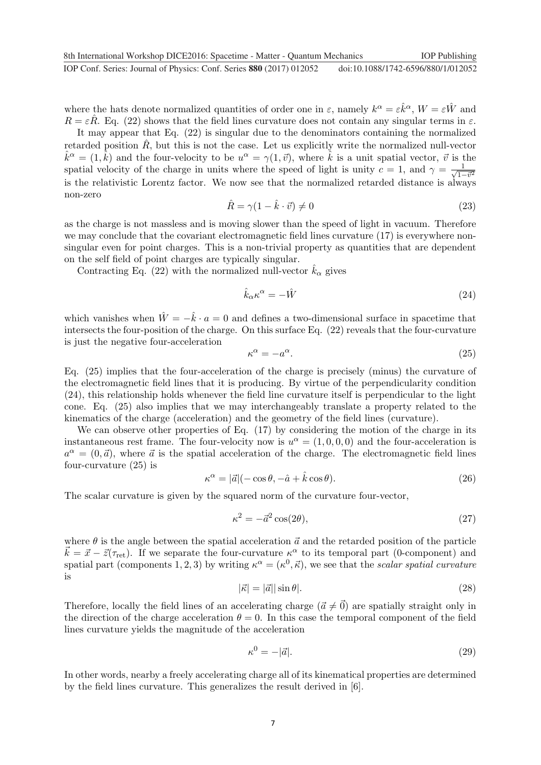where the hats denote normalized quantities of order one in $\varepsilon$, namely $k^\alpha = \varepsilon \hat{k}^\alpha$, $W = \varepsilon \hat{W}$ and $R = \varepsilon \hat{R}$. Eq. (22) shows that the field lines curvature does not contain any singular terms in $\varepsilon$.

It may appear that Eq. (22) is singular due to the denominators containing the normalized retarded position $\hat{R}$, but this is not the case. Let us explicitly write the normalized null-vector $\hat{k}^\alpha = (1, \hat{k})$ and the four-velocity to be $u^\alpha = \gamma(1, \vec{v})$, where $\hat{k}$ is a unit spatial vector, $\vec{v}$ is the spatial velocity of the charge in units where the speed of light is unity $c = 1$, and $\gamma = \frac{1}{\sqrt{1-\vec{v}^2}}$ is the relativistic Lorentz factor. We now see that the normalized retarded distance is always non-zero

$$\hat{R} = \gamma(1 - \hat{k} \cdot \vec{v}) \neq 0 \tag{23}$$

as the charge is not massless and is moving slower than the speed of light in vacuum. Therefore we may conclude that the covariant electromagnetic field lines curvature (17) is everywhere non-singular even for point charges. This is a non-trivial property as quantities that are dependent on the self field of point charges are typically singular.

Contracting Eq. (22) with the normalized null-vector $\hat{k}_\alpha$ gives

$$\hat{k}_\alpha \kappa^\alpha = -\hat{W} \tag{24}$$

which vanishes when $\hat{W} = -\hat{k} \cdot a = 0$ and defines a two-dimensional surface in spacetime that intersects the four-position of the charge. On this surface Eq. (22) reveals that the four-curvature is just the negative four-acceleration

$$\kappa^\alpha = -a^\alpha. \tag{25}$$

Eq. (25) implies that the four-acceleration of the charge is precisely (minus) the curvature of the electromagnetic field lines that it is producing. By virtue of the perpendicularity condition (24), this relationship holds whenever the field line curvature itself is perpendicular to the light cone. Eq. (25) also implies that we may interchangeably translate a property related to the kinematics of the charge (acceleration) and the geometry of the field lines (curvature).

We can observe other properties of Eq. (17) by considering the motion of the charge in its instantaneous rest frame. The four-velocity now is $u^\alpha = (1, 0, 0, 0)$ and the four-acceleration is $a^\alpha = (0, \vec{a})$, where $\vec{a}$ is the spatial acceleration of the charge. The electromagnetic field lines four-curvature (25) is

$$\kappa^\alpha = |\vec{a}|(-\cos\theta, -\hat{a} + \hat{k}\cos\theta). \tag{26}$$

The scalar curvature is given by the squared norm of the curvature four-vector,

$$\kappa^2 = -\vec{a}^2 \cos(2\theta), \tag{27}$$

where $\theta$ is the angle between the spatial acceleration $\vec{a}$ and the retarded position of the particle $\vec{k} = \vec{x} - \vec{z}(\tau_{\rm ret})$. If we separate the four-curvature $\kappa^\alpha$ to its temporal part (0-component) and spatial part (components 1, 2, 3) by writing $\kappa^\alpha = (\kappa^0, \vec{\kappa})$, we see that the *scalar spatial curvature* is

$$|\vec{\kappa}| = |\vec{a}||\sin\theta|. \tag{28}$$

Therefore, locally the field lines of an accelerating charge ($\vec{a} \neq \vec{0}$) are spatially straight only in the direction of the charge acceleration $\theta = 0$. In this case the temporal component of the field lines curvature yields the magnitude of the acceleration

$$\kappa^0 = -|\vec{a}|. \tag{29}$$

In other words, nearby a freely accelerating charge all of its kinematical properties are determined by the field lines curvature. This generalizes the result derived in [6].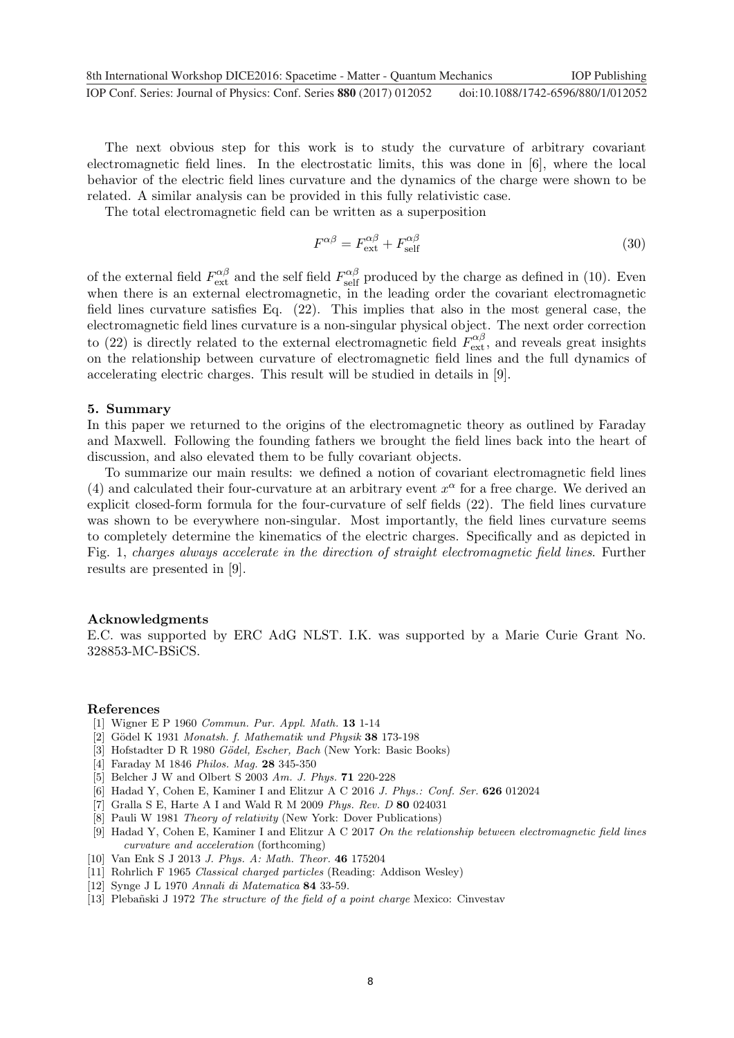The next obvious step for this work is to study the curvature of arbitrary covariant electromagnetic field lines. In the electrostatic limits, this was done in [6], where the local behavior of the electric field lines curvature and the dynamics of the charge were shown to be related. A similar analysis can be provided in this fully relativistic case.

The total electromagnetic field can be written as a superposition

$$F^{\alpha\beta} = F^{\alpha\beta}_{\text{ext}} + F^{\alpha\beta}_{\text{self}} \tag{30}$$

of the external field $F^{\alpha\beta}_{\text{ext}}$ and the self field $F^{\alpha\beta}_{\text{self}}$ produced by the charge as defined in (10). Even when there is an external electromagnetic, in the leading order the covariant electromagnetic field lines curvature satisfies Eq. (22). This implies that also in the most general case, the electromagnetic field lines curvature is a non-singular physical object. The next order correction to (22) is directly related to the external electromagnetic field $F^{\alpha\beta}_{\text{ext}}$, and reveals great insights on the relationship between curvature of electromagnetic field lines and the full dynamics of accelerating electric charges. This result will be studied in details in [9].

## 5. Summary

In this paper we returned to the origins of the electromagnetic theory as outlined by Faraday and Maxwell. Following the founding fathers we brought the field lines back into the heart of discussion, and also elevated them to be fully covariant objects.

To summarize our main results: we defined a notion of covariant electromagnetic field lines (4) and calculated their four-curvature at an arbitrary event $x^\alpha$ for a free charge. We derived an explicit closed-form formula for the four-curvature of self fields (22). The field lines curvature was shown to be everywhere non-singular. Most importantly, the field lines curvature seems to completely determine the kinematics of the electric charges. Specifically and as depicted in Fig. 1, *charges always accelerate in the direction of straight electromagnetic field lines*. Further results are presented in [9].

### Acknowledgments

E.C. was supported by ERC AdG NLST. I.K. was supported by a Marie Curie Grant No. 328853-MC-BSiCS.

### References

[1] Wigner E P 1960 *Commun. Pur. Appl. Math.* **13** 1-14

[2] Gödel K 1931 *Monatsh. f. Mathematik und Physik* **38** 173-198

[3] Hofstadter D R 1980 *Gödel, Escher, Bach* (New York: Basic Books)

[4] Faraday M 1846 *Philos. Mag.* **28** 345-350

[5] Belcher J W and Olbert S 2003 *Am. J. Phys.* **71** 220-228

[6] Hadad Y, Cohen E, Kaminer I and Elitzur A C 2016 *J. Phys.: Conf. Ser.* **626** 012024

[7] Gralla S E, Harte A I and Wald R M 2009 *Phys. Rev. D* **80** 024031

[8] Pauli W 1981 *Theory of relativity* (New York: Dover Publications)

[9] Hadad Y, Cohen E, Kaminer I and Elitzur A C 2017 *On the relationship between electromagnetic field lines curvature and acceleration* (forthcoming)

[10] Van Enk S J 2013 *J. Phys. A: Math. Theor.* **46** 175204

[11] Rohrlich F 1965 *Classical charged particles* (Reading: Addison Wesley)

[12] Synge J L 1970 *Annali di Matematica* **84** 33-59.

[13] Plebański J 1972 *The structure of the field of a point charge* Mexico: Cinvestav